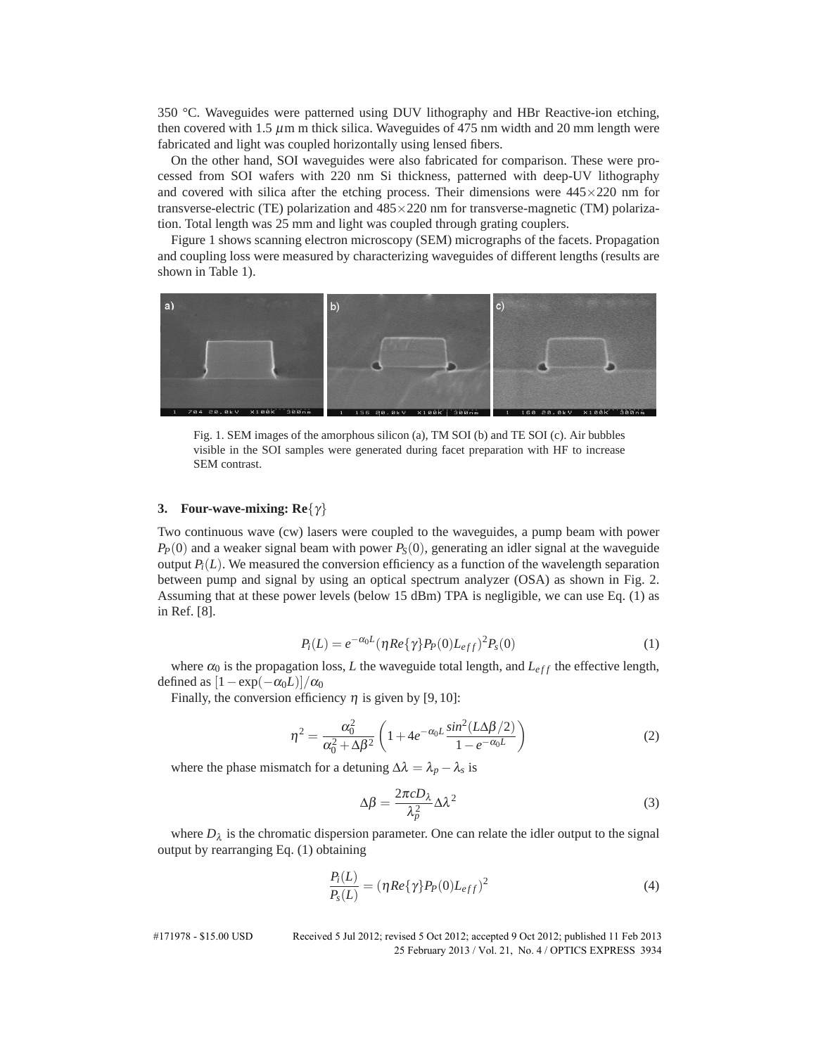350 °C. Waveguides were patterned using DUV lithography and HBr Reactive-ion etching, then covered with 1.5 $\mu$m m thick silica. Waveguides of 475 nm width and 20 mm length were fabricated and light was coupled horizontally using lensed fibers.

On the other hand, SOI waveguides were also fabricated for comparison. These were processed from SOI wafers with 220 nm Si thickness, patterned with deep-UV lithography and covered with silica after the etching process. Their dimensions were 445×220 nm for transverse-electric (TE) polarization and 485×220 nm for transverse-magnetic (TM) polarization. Total length was 25 mm and light was coupled through grating couplers.

Figure 1 shows scanning electron microscopy (SEM) micrographs of the facets. Propagation and coupling loss were measured by characterizing waveguides of different lengths (results are shown in Table 1).

Fig. 1. SEM images of the amorphous silicon (a), TM SOI (b) and TE SOI (c). Air bubbles visible in the SOI samples were generated during facet preparation with HF to increase SEM contrast.

### 3. Four-wave-mixing: Re$\{\gamma\}$

Two continuous wave (cw) lasers were coupled to the waveguides, a pump beam with power $P_P(0)$ and a weaker signal beam with power $P_S(0)$, generating an idler signal at the waveguide output $P_i(L)$. We measured the conversion efficiency as a function of the wavelength separation between pump and signal by using an optical spectrum analyzer (OSA) as shown in Fig. 2. Assuming that at these power levels (below 15 dBm) TPA is negligible, we can use Eq. (1) as in Ref. [8].

$$P_i(L) = e^{-\alpha_0 L}(\eta Re\{\gamma\}P_P(0)L_{eff})^2 P_s(0) \tag{1}$$

where $\alpha_0$ is the propagation loss, $L$ the waveguide total length, and $L_{eff}$ the effective length, defined as $[1-\exp(-\alpha_0 L)]/\alpha_0$

Finally, the conversion efficiency $\eta$ is given by [9, 10]:

$$\eta^2 = \frac{\alpha_0^2}{\alpha_0^2+\Delta\beta^2}\left(1+4e^{-\alpha_0 L}\frac{sin^2(L\Delta\beta/2)}{1-e^{-\alpha_0 L}}\right) \tag{2}$$

where the phase mismatch for a detuning $\Delta\lambda = \lambda_p - \lambda_s$ is

$$\Delta\beta = \frac{2\pi c D_\lambda}{\lambda_p^2}\Delta\lambda^2 \tag{3}$$

where $D_\lambda$ is the chromatic dispersion parameter. One can relate the idler output to the signal output by rearranging Eq. (1) obtaining

$$\frac{P_i(L)}{P_s(L)} = (\eta Re\{\gamma\}P_P(0)L_{eff})^2 \tag{4}$$

#171978 - $15.00 USD Received 5 Jul 2012; revised 5 Oct 2012; accepted 9 Oct 2012; published 11 Feb 2013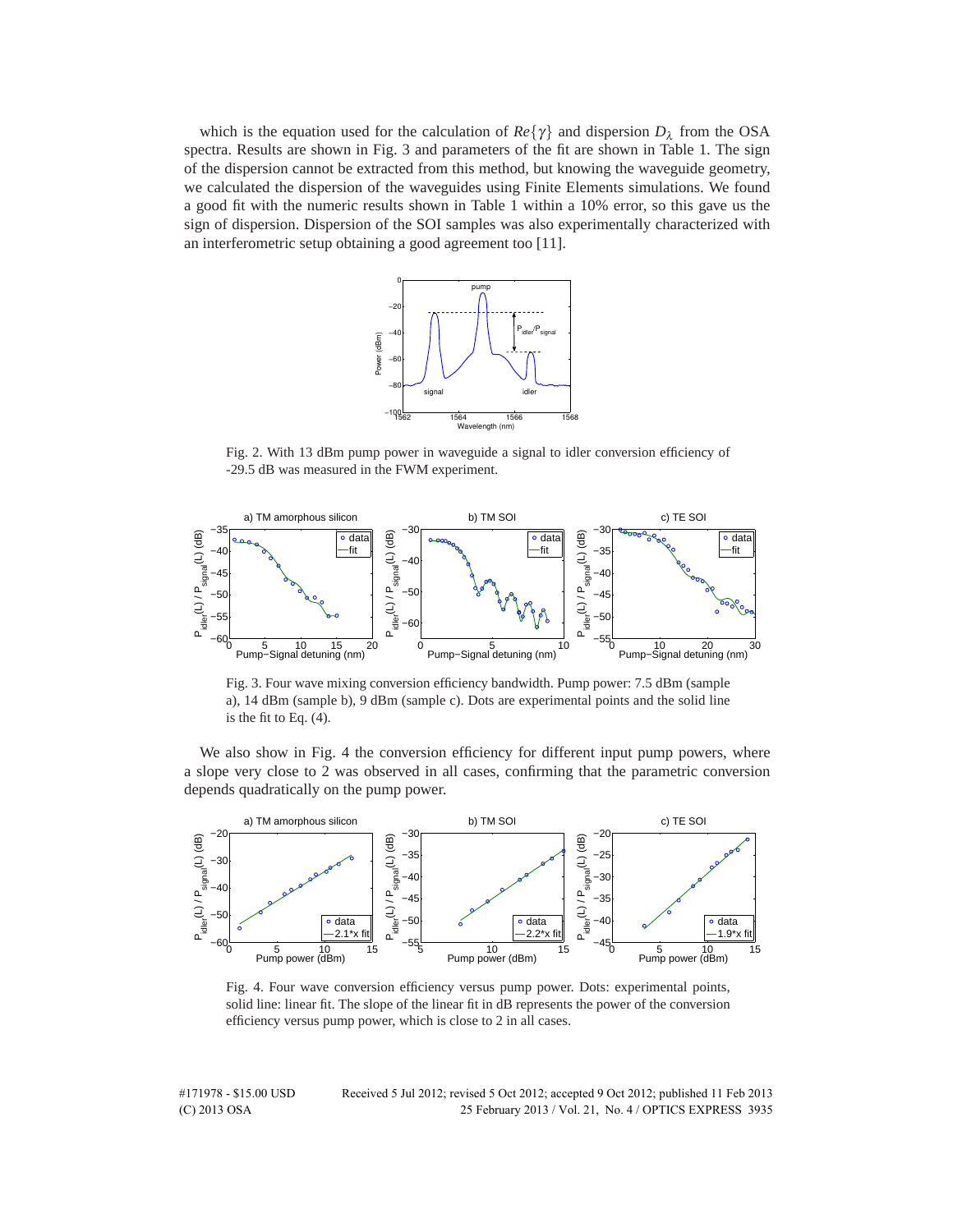which is the equation used for the calculation of $Re\{\gamma\}$ and dispersion $D_\lambda$ from the OSA spectra. Results are shown in Fig. 3 and parameters of the fit are shown in Table 1. The sign of the dispersion cannot be extracted from this method, but knowing the waveguide geometry, we calculated the dispersion of the waveguides using Finite Elements simulations. We found a good fit with the numeric results shown in Table 1 within a 10% error, so this gave us the sign of dispersion. Dispersion of the SOI samples was also experimentally characterized with an interferometric setup obtaining a good agreement too [11].

Fig. 2. With 13 dBm pump power in waveguide a signal to idler conversion efficiency of -29.5 dB was measured in the FWM experiment.

Fig. 3. Four wave mixing conversion efficiency bandwidth. Pump power: 7.5 dBm (sample a), 14 dBm (sample b), 9 dBm (sample c). Dots are experimental points and the solid line is the fit to Eq. (4).

We also show in Fig. 4 the conversion efficiency for different input pump powers, where a slope very close to 2 was observed in all cases, confirming that the parametric conversion depends quadratically on the pump power.

Fig. 4. Four wave conversion efficiency versus pump power. Dots: experimental points, solid line: linear fit. The slope of the linear fit in dB represents the power of the conversion efficiency versus pump power, which is close to 2 in all cases.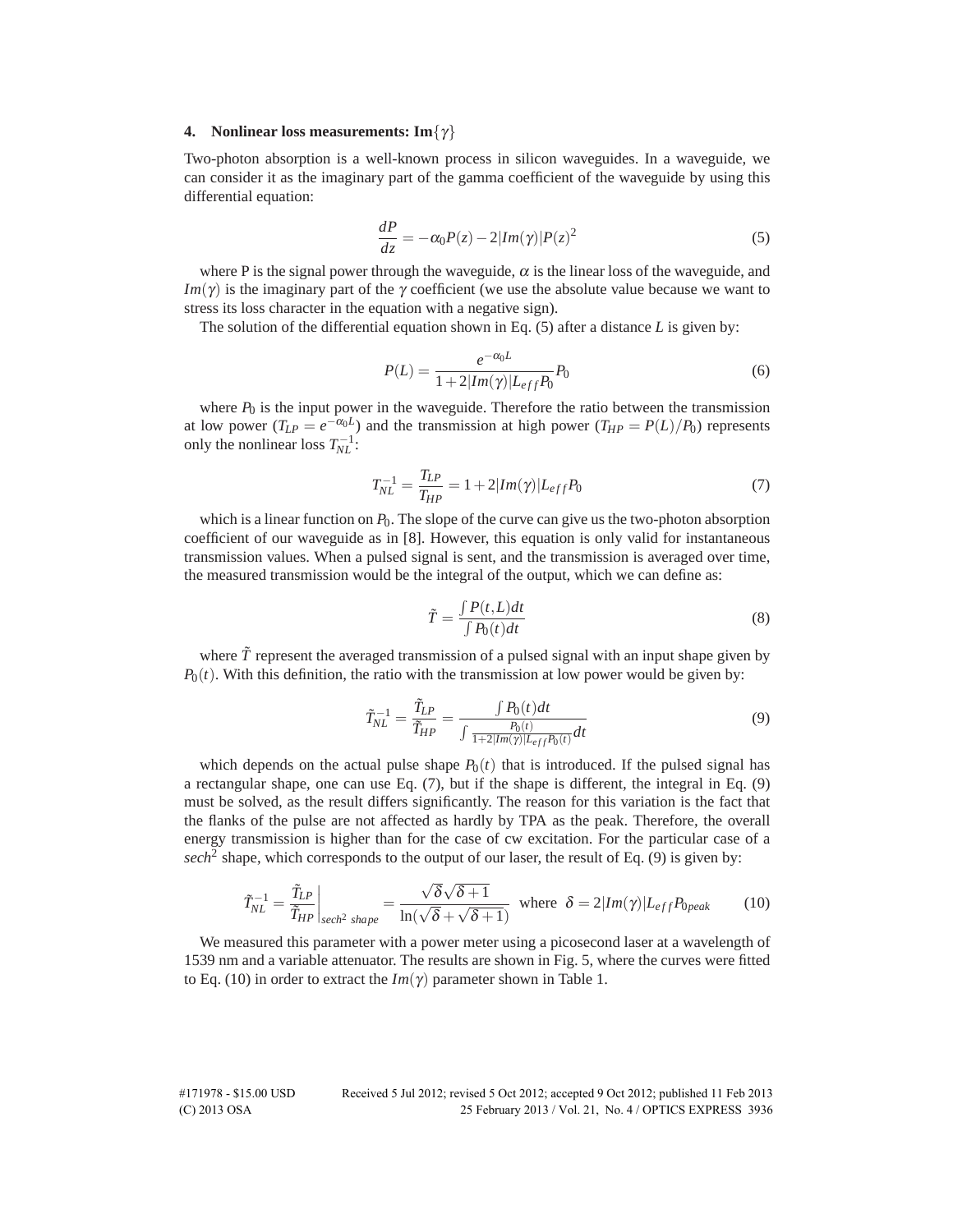### 4. Nonlinear loss measurements: Im$\{\gamma\}$

Two-photon absorption is a well-known process in silicon waveguides. In a waveguide, we can consider it as the imaginary part of the gamma coefficient of the waveguide by using this differential equation:

$$\frac{dP}{dz} = -\alpha_0 P(z) - 2|Im(\gamma)|P(z)^2 \tag{5}$$

where P is the signal power through the waveguide, $\alpha$ is the linear loss of the waveguide, and $Im(\gamma)$ is the imaginary part of the $\gamma$ coefficient (we use the absolute value because we want to stress its loss character in the equation with a negative sign).

The solution of the differential equation shown in Eq. (5) after a distance $L$ is given by:

$$P(L) = \frac{e^{-\alpha_0 L}}{1 + 2|Im(\gamma)|L_{eff}P_0} P_0 \tag{6}$$

where $P_0$ is the input power in the waveguide. Therefore the ratio between the transmission at low power ($T_{LP} = e^{-\alpha_0 L}$) and the transmission at high power ($T_{HP} = P(L)/P_0$) represents only the nonlinear loss $T_{NL}^{-1}$:

$$T_{NL}^{-1} = \frac{T_{LP}}{T_{HP}} = 1 + 2|Im(\gamma)|L_{eff}P_0 \tag{7}$$

which is a linear function on $P_0$. The slope of the curve can give us the two-photon absorption coefficient of our waveguide as in [8]. However, this equation is only valid for instantaneous transmission values. When a pulsed signal is sent, and the transmission is averaged over time, the measured transmission would be the integral of the output, which we can define as:

$$\tilde{T} = \frac{\int P(t,L)dt}{\int P_0(t)dt} \tag{8}$$

where $\tilde{T}$ represent the averaged transmission of a pulsed signal with an input shape given by $P_0(t)$. With this definition, the ratio with the transmission at low power would be given by:

$$\tilde{T}_{NL}^{-1} = \frac{\tilde{T}_{LP}}{\tilde{T}_{HP}} = \frac{\int P_0(t)dt}{\int \frac{P_0(t)}{1+2|Im(\gamma)|L_{eff}P_0(t)}dt} \tag{9}$$

which depends on the actual pulse shape $P_0(t)$ that is introduced. If the pulsed signal has a rectangular shape, one can use Eq. (7), but if the shape is different, the integral in Eq. (9) must be solved, as the result differs significantly. The reason for this variation is the fact that the flanks of the pulse are not affected as hardly by TPA as the peak. Therefore, the overall energy transmission is higher than for the case of cw excitation. For the particular case of a $sech^2$ shape, which corresponds to the output of our laser, the result of Eq. (9) is given by:

$$\tilde{T}_{NL}^{-1} = \left.\frac{\tilde{T}_{LP}}{\tilde{T}_{HP}}\right|_{sech^2\ shape} = \frac{\sqrt{\delta}\sqrt{\delta+1}}{\ln(\sqrt{\delta}+\sqrt{\delta+1})} \quad \text{where} \quad \delta = 2|Im(\gamma)|L_{eff}P_{0peak} \tag{10}$$

We measured this parameter with a power meter using a picosecond laser at a wavelength of 1539 nm and a variable attenuator. The results are shown in Fig. 5, where the curves were fitted to Eq. (10) in order to extract the $Im(\gamma)$ parameter shown in Table 1.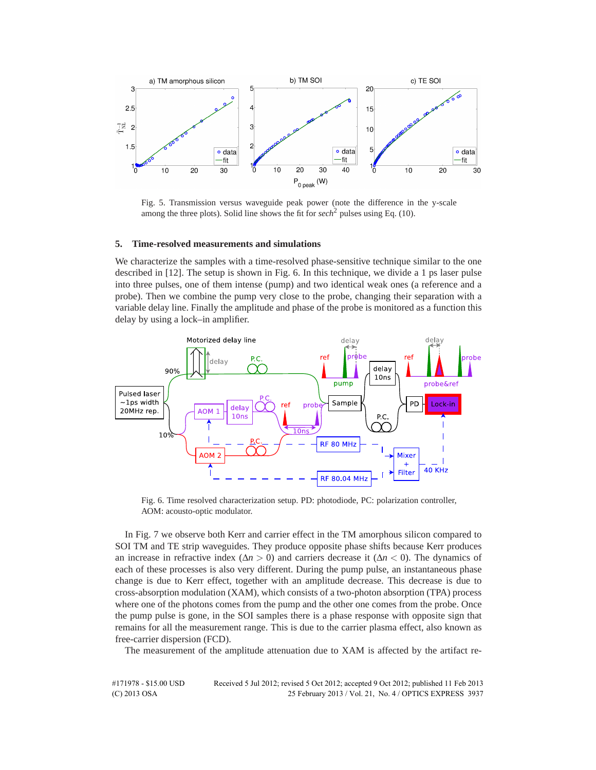Fig. 5. Transmission versus waveguide peak power (note the difference in the y-scale among the three plots). Solid line shows the fit for *sech*$^2$ pulses using Eq. (10).

## 5. Time-resolved measurements and simulations

We characterize the samples with a time-resolved phase-sensitive technique similar to the one described in [12]. The setup is shown in Fig. 6. In this technique, we divide a 1 ps laser pulse into three pulses, one of them intense (pump) and two identical weak ones (a reference and a probe). Then we combine the pump very close to the probe, changing their separation with a variable delay line. Finally the amplitude and phase of the probe is monitored as a function this delay by using a lock–in amplifier.

Fig. 6. Time resolved characterization setup. PD: photodiode, PC: polarization controller, AOM: acousto-optic modulator.

In Fig. 7 we observe both Kerr and carrier effect in the TM amorphous silicon compared to SOI TM and TE strip waveguides. They produce opposite phase shifts because Kerr produces an increase in refractive index ($\Delta n > 0$) and carriers decrease it ($\Delta n < 0$). The dynamics of each of these processes is also very different. During the pump pulse, an instantaneous phase change is due to Kerr effect, together with an amplitude decrease. This decrease is due to cross-absorption modulation (XAM), which consists of a two-photon absorption (TPA) process where one of the photons comes from the pump and the other one comes from the probe. Once the pump pulse is gone, in the SOI samples there is a phase response with opposite sign that remains for all the measurement range. This is due to the carrier plasma effect, also known as free-carrier dispersion (FCD).

The measurement of the amplitude attenuation due to XAM is affected by the artifact re-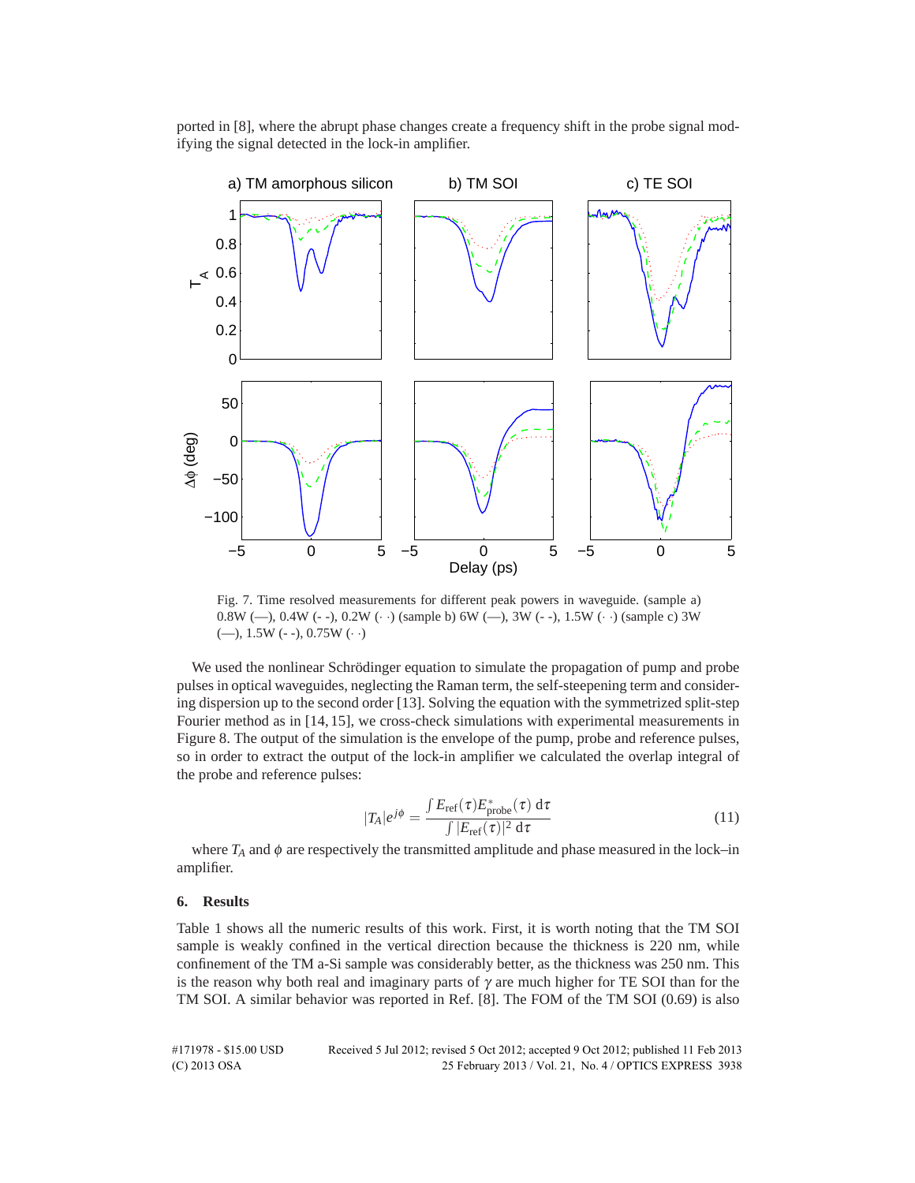ported in [8], where the abrupt phase changes create a frequency shift in the probe signal modifying the signal detected in the lock-in amplifier.

Fig. 7. Time resolved measurements for different peak powers in waveguide. (sample a) 0.8W (—), 0.4W (- -), 0.2W (· ·) (sample b) 6W (—), 3W (- -), 1.5W (· ·) (sample c) 3W (—), 1.5W (- -), 0.75W (· ·)

We used the nonlinear Schrödinger equation to simulate the propagation of pump and probe pulses in optical waveguides, neglecting the Raman term, the self-steepening term and considering dispersion up to the second order [13]. Solving the equation with the symmetrized split-step Fourier method as in [14, 15], we cross-check simulations with experimental measurements in Figure 8. The output of the simulation is the envelope of the pump, probe and reference pulses, so in order to extract the output of the lock-in amplifier we calculated the overlap integral of the probe and reference pulses:

$$|T_A|e^{j\phi} = \frac{\int E_{\text{ref}}(\tau)E^{*}_{\text{probe}}(\tau)\,\mathrm{d}\tau}{\int |E_{\text{ref}}(\tau)|^2\,\mathrm{d}\tau} \tag{11}$$

where $T_A$ and $\phi$ are respectively the transmitted amplitude and phase measured in the lock–in amplifier.

## 6. Results

Table 1 shows all the numeric results of this work. First, it is worth noting that the TM SOI sample is weakly confined in the vertical direction because the thickness is 220 nm, while confinement of the TM a-Si sample was considerably better, as the thickness was 250 nm. This is the reason why both real and imaginary parts of $\gamma$ are much higher for TE SOI than for the TM SOI. A similar behavior was reported in Ref. [8]. The FOM of the TM SOI (0.69) is also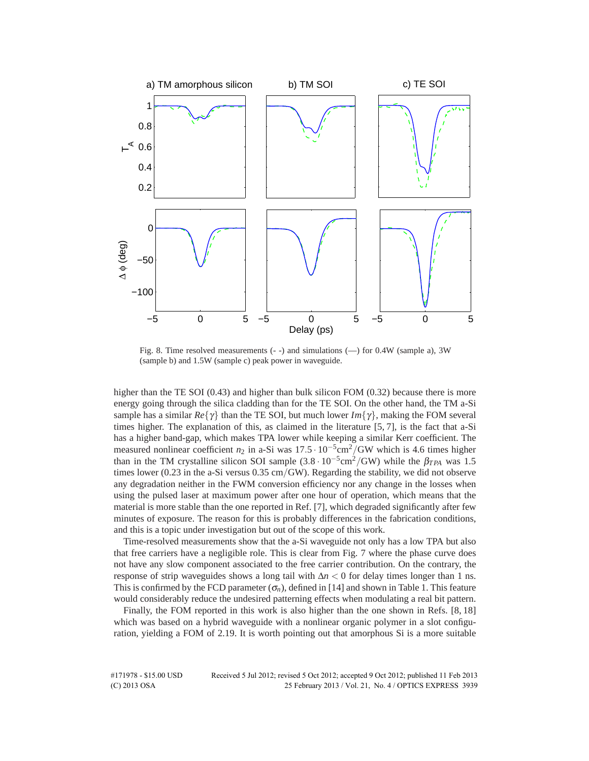Fig. 8. Time resolved measurements (- -) and simulations (—) for 0.4W (sample a), 3W (sample b) and 1.5W (sample c) peak power in waveguide.

higher than the TE SOI (0.43) and higher than bulk silicon FOM (0.32) because there is more energy going through the silica cladding than for the TE SOI. On the other hand, the TM a-Si sample has a similar $Re\{\gamma\}$ than the TE SOI, but much lower $Im\{\gamma\}$, making the FOM several times higher. The explanation of this, as claimed in the literature [5, 7], is the fact that a-Si has a higher band-gap, which makes TPA lower while keeping a similar Kerr coefficient. The measured nonlinear coefficient $n_2$ in a-Si was $17.5 \cdot 10^{-5}\text{cm}^2/\text{GW}$ which is 4.6 times higher than in the TM crystalline silicon SOI sample ($3.8 \cdot 10^{-5}\text{cm}^2/\text{GW}$) while the $\beta_{TPA}$ was 1.5 times lower (0.23 in the a-Si versus 0.35 cm/GW). Regarding the stability, we did not observe any degradation neither in the FWM conversion efficiency nor any change in the losses when using the pulsed laser at maximum power after one hour of operation, which means that the material is more stable than the one reported in Ref. [7], which degraded significantly after few minutes of exposure. The reason for this is probably differences in the fabrication conditions, and this is a topic under investigation but out of the scope of this work.

Time-resolved measurements show that the a-Si waveguide not only has a low TPA but also that free carriers have a negligible role. This is clear from Fig. 7 where the phase curve does not have any slow component associated to the free carrier contribution. On the contrary, the response of strip waveguides shows a long tail with $\Delta n < 0$ for delay times longer than 1 ns. This is confirmed by the FCD parameter ($\sigma_n$), defined in [14] and shown in Table 1. This feature would considerably reduce the undesired patterning effects when modulating a real bit pattern.

Finally, the FOM reported in this work is also higher than the one shown in Refs. [8, 18] which was based on a hybrid waveguide with a nonlinear organic polymer in a slot configuration, yielding a FOM of 2.19. It is worth pointing out that amorphous Si is a more suitable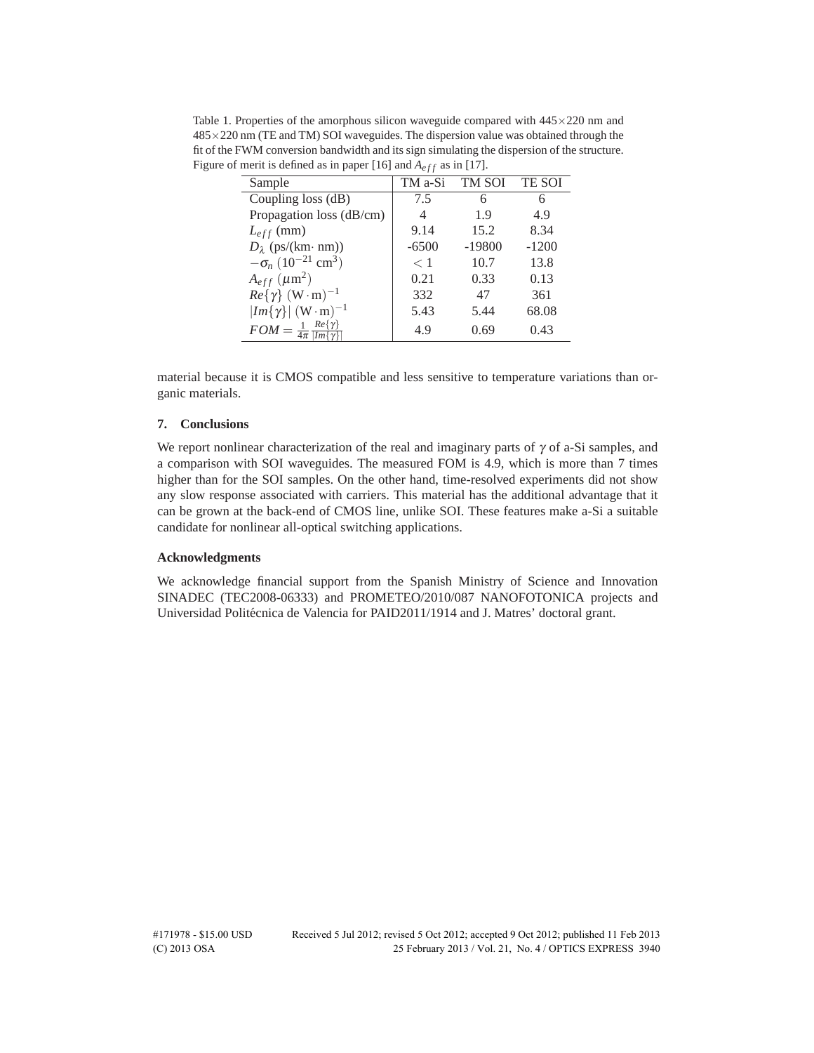Table 1. Properties of the amorphous silicon waveguide compared with 445×220 nm and 485×220 nm (TE and TM) SOI waveguides. The dispersion value was obtained through the fit of the FWM conversion bandwidth and its sign simulating the dispersion of the structure. Figure of merit is defined as in paper [16] and $A_{eff}$ as in [17].

| Sample | TM a-Si | TM SOI | TE SOI |
|---|---|---|---|
| Coupling loss (dB) | 7.5 | 6 | 6 |
| Propagation loss (dB/cm) | 4 | 1.9 | 4.9 |
| $L_{eff}$ (mm) | 9.14 | 15.2 | 8.34 |
| $D_\lambda$ (ps/(km· nm)) | -6500 | -19800 | -1200 |
| $-\sigma_n$ ($10^{-21}$ cm$^3$) | $< 1$ | 10.7 | 13.8 |
| $A_{eff}$ ($\mu$m$^2$) | 0.21 | 0.33 | 0.13 |
| $Re\{\gamma\}$ $(\mathrm{W}\cdot\mathrm{m})^{-1}$ | 332 | 47 | 361 |
| $\lvert Im\{\gamma\}\rvert$ $(\mathrm{W}\cdot\mathrm{m})^{-1}$ | 5.43 | 5.44 | 68.08 |
| $FOM = \frac{1}{4\pi}\frac{Re\{\gamma\}}{\lvert Im\{\gamma\}\rvert}$ | 4.9 | 0.69 | 0.43 |

material because it is CMOS compatible and less sensitive to temperature variations than organic materials.

## 7. Conclusions

We report nonlinear characterization of the real and imaginary parts of $\gamma$ of a-Si samples, and a comparison with SOI waveguides. The measured FOM is 4.9, which is more than 7 times higher than for the SOI samples. On the other hand, time-resolved experiments did not show any slow response associated with carriers. This material has the additional advantage that it can be grown at the back-end of CMOS line, unlike SOI. These features make a-Si a suitable candidate for nonlinear all-optical switching applications.

## Acknowledgments

We acknowledge financial support from the Spanish Ministry of Science and Innovation SINADEC (TEC2008-06333) and PROMETEO/2010/087 NANOFOTONICA projects and Universidad Politécnica de Valencia for PAID2011/1914 and J. Matres' doctoral grant.